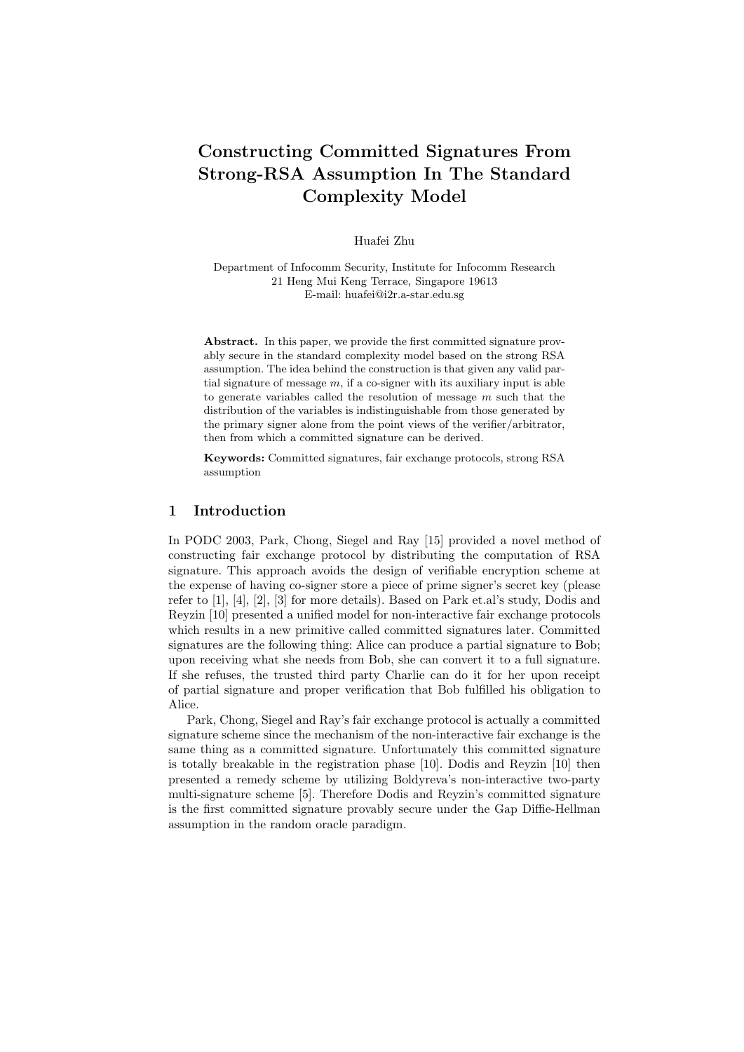# Constructing Committed Signatures From Strong-RSA Assumption In The Standard Complexity Model

Huafei Zhu

Department of Infocomm Security, Institute for Infocomm Research
21 Heng Mui Keng Terrace, Singapore 19613
E-mail: huafei@i2r.a-star.edu.sg

**Abstract.** In this paper, we provide the first committed signature provably secure in the standard complexity model based on the strong RSA assumption. The idea behind the construction is that given any valid partial signature of message $m$, if a co-signer with its auxiliary input is able to generate variables called the resolution of message $m$ such that the distribution of the variables is indistinguishable from those generated by the primary signer alone from the point views of the verifier/arbitrator, then from which a committed signature can be derived.

**Keywords:** Committed signatures, fair exchange protocols, strong RSA assumption

## 1 Introduction

In PODC 2003, Park, Chong, Siegel and Ray [15] provided a novel method of constructing fair exchange protocol by distributing the computation of RSA signature. This approach avoids the design of verifiable encryption scheme at the expense of having co-signer store a piece of prime signer's secret key (please refer to [1], [4], [2], [3] for more details). Based on Park et.al's study, Dodis and Reyzin [10] presented a unified model for non-interactive fair exchange protocols which results in a new primitive called committed signatures later. Committed signatures are the following thing: Alice can produce a partial signature to Bob; upon receiving what she needs from Bob, she can convert it to a full signature. If she refuses, the trusted third party Charlie can do it for her upon receipt of partial signature and proper verification that Bob fulfilled his obligation to Alice.

Park, Chong, Siegel and Ray's fair exchange protocol is actually a committed signature scheme since the mechanism of the non-interactive fair exchange is the same thing as a committed signature. Unfortunately this committed signature is totally breakable in the registration phase [10]. Dodis and Reyzin [10] then presented a remedy scheme by utilizing Boldyreva's non-interactive two-party multi-signature scheme [5]. Therefore Dodis and Reyzin's committed signature is the first committed signature provably secure under the Gap Diffie-Hellman assumption in the random oracle paradigm.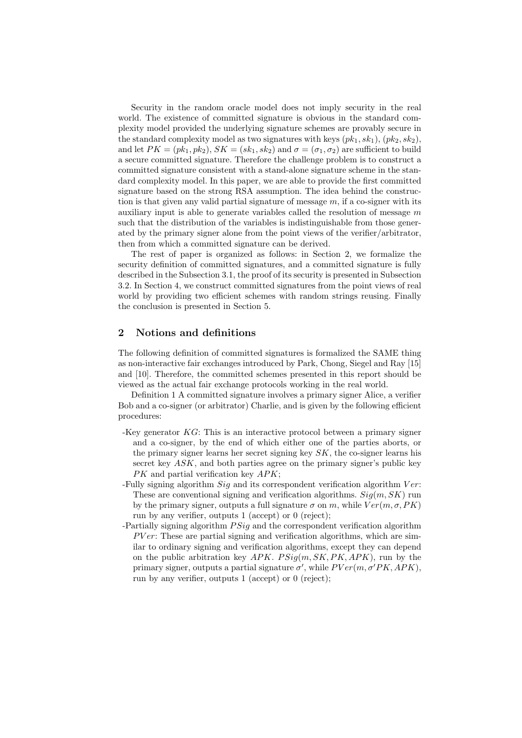Security in the random oracle model does not imply security in the real world. The existence of committed signature is obvious in the standard complexity model provided the underlying signature schemes are provably secure in the standard complexity model as two signatures with keys $(pk_1, sk_1)$, $(pk_2, sk_2)$, and let $PK = (pk_1, pk_2)$, $SK = (sk_1, sk_2)$ and $\sigma = (\sigma_1, \sigma_2)$ are sufficient to build a secure committed signature. Therefore the challenge problem is to construct a committed signature consistent with a stand-alone signature scheme in the standard complexity model. In this paper, we are able to provide the first committed signature based on the strong RSA assumption. The idea behind the construction is that given any valid partial signature of message $m$, if a co-signer with its auxiliary input is able to generate variables called the resolution of message $m$ such that the distribution of the variables is indistinguishable from those generated by the primary signer alone from the point views of the verifier/arbitrator, then from which a committed signature can be derived.

The rest of paper is organized as follows: in Section 2, we formalize the security definition of committed signatures, and a committed signature is fully described in the Subsection 3.1, the proof of its security is presented in Subsection 3.2. In Section 4, we construct committed signatures from the point views of real world by providing two efficient schemes with random strings reusing. Finally the conclusion is presented in Section 5.

## 2 Notions and definitions

The following definition of committed signatures is formalized the SAME thing as non-interactive fair exchanges introduced by Park, Chong, Siegel and Ray [15] and [10]. Therefore, the committed schemes presented in this report should be viewed as the actual fair exchange protocols working in the real world.

Definition 1 A committed signature involves a primary signer Alice, a verifier Bob and a co-signer (or arbitrator) Charlie, and is given by the following efficient procedures:

-Key generator $KG$: This is an interactive protocol between a primary signer and a co-signer, by the end of which either one of the parties aborts, or the primary signer learns her secret signing key $SK$, the co-signer learns his secret key $ASK$, and both parties agree on the primary signer's public key $PK$ and partial verification key $APK$;

-Fully signing algorithm $Sig$ and its correspondent verification algorithm $Ver$: These are conventional signing and verification algorithms. $Sig(m, SK)$ run by the primary signer, outputs a full signature $\sigma$ on $m$, while $Ver(m, \sigma, PK)$ run by any verifier, outputs 1 (accept) or 0 (reject);

-Partially signing algorithm $PSig$ and the correspondent verification algorithm $PVer$: These are partial signing and verification algorithms, which are similar to ordinary signing and verification algorithms, except they can depend on the public arbitration key $APK$. $PSig(m, SK, PK, APK)$, run by the primary signer, outputs a partial signature $\sigma'$, while $PVer(m, \sigma' PK, APK)$, run by any verifier, outputs 1 (accept) or 0 (reject);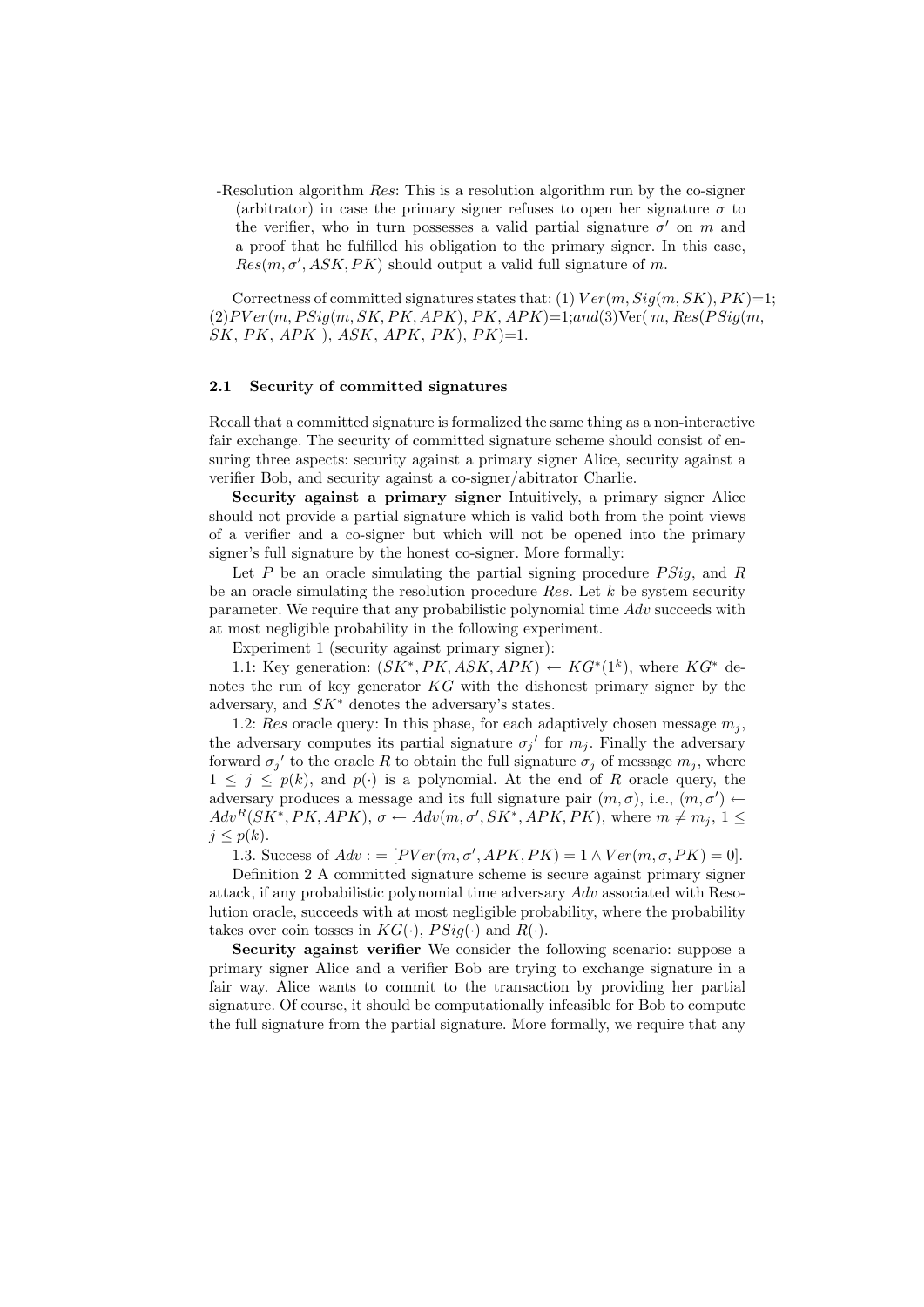-Resolution algorithm $Res$: This is a resolution algorithm run by the co-signer (arbitrator) in case the primary signer refuses to open her signature $\sigma$ to the verifier, who in turn possesses a valid partial signature $\sigma'$ on $m$ and a proof that he fulfilled his obligation to the primary signer. In this case, $Res(m, \sigma', ASK, PK)$ should output a valid full signature of $m$.

Correctness of committed signatures states that: (1) $Ver(m, Sig(m, SK), PK)$=1; (2)$PVer(m, PSig(m, SK, PK, APK), PK, APK)$=1;and(3)Ver( $m$, $Res(PSig(m, SK, PK, APK), ASK, APK, PK), PK)$=1.

### 2.1 Security of committed signatures

Recall that a committed signature is formalized the same thing as a non-interactive fair exchange. The security of committed signature scheme should consist of ensuring three aspects: security against a primary signer Alice, security against a verifier Bob, and security against a co-signer/abitrator Charlie.

**Security against a primary signer** Intuitively, a primary signer Alice should not provide a partial signature which is valid both from the point views of a verifier and a co-signer but which will not be opened into the primary signer's full signature by the honest co-signer. More formally:

Let $P$ be an oracle simulating the partial signing procedure $PSig$, and $R$ be an oracle simulating the resolution procedure $Res$. Let $k$ be system security parameter. We require that any probabilistic polynomial time $Adv$ succeeds with at most negligible probability in the following experiment.

Experiment 1 (security against primary signer):

1.1: Key generation: $(SK^*, PK, ASK, APK) \leftarrow KG^*(1^k)$, where $KG^*$ denotes the run of key generator $KG$ with the dishonest primary signer by the adversary, and $SK^*$ denotes the adversary's states.

1.2: $Res$ oracle query: In this phase, for each adaptively chosen message $m_j$, the adversary computes its partial signature $\sigma_j{}'$ for $m_j$. Finally the adversary forward $\sigma_j{}'$ to the oracle $R$ to obtain the full signature $\sigma_j$ of message $m_j$, where $1 \leq j \leq p(k)$, and $p(\cdot)$ is a polynomial. At the end of $R$ oracle query, the adversary produces a message and its full signature pair $(m, \sigma)$, i.e., $(m, \sigma') \leftarrow Adv^R(SK^*, PK, APK)$, $\sigma \leftarrow Adv(m, \sigma', SK^*, APK, PK)$, where $m \neq m_j$, $1 \leq j \leq p(k)$.

1.3. Success of $Adv := [PVer(m, \sigma', APK, PK) = 1 \wedge Ver(m, \sigma, PK) = 0]$.

Definition 2 A committed signature scheme is secure against primary signer attack, if any probabilistic polynomial time adversary $Adv$ associated with Resolution oracle, succeeds with at most negligible probability, where the probability takes over coin tosses in $KG(\cdot)$, $PSig(\cdot)$ and $R(\cdot)$.

**Security against verifier** We consider the following scenario: suppose a primary signer Alice and a verifier Bob are trying to exchange signature in a fair way. Alice wants to commit to the transaction by providing her partial signature. Of course, it should be computationally infeasible for Bob to compute the full signature from the partial signature. More formally, we require that any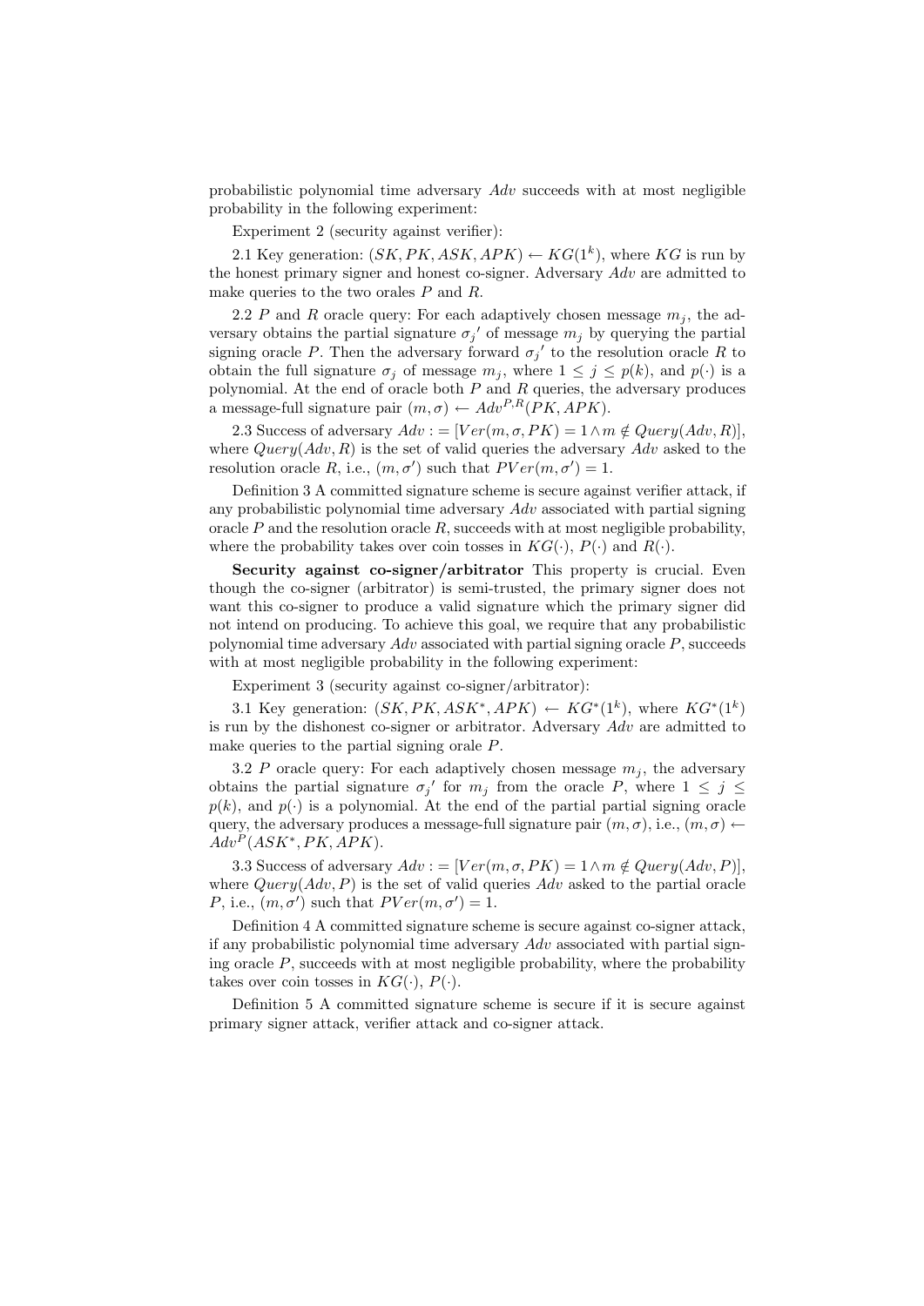probabilistic polynomial time adversary $Adv$ succeeds with at most negligible probability in the following experiment:

Experiment 2 (security against verifier):

2.1 Key generation: $(SK, PK, ASK, APK) \leftarrow KG(1^k)$, where $KG$ is run by the honest primary signer and honest co-signer. Adversary $Adv$ are admitted to make queries to the two orales $P$ and $R$.

2.2 $P$ and $R$ oracle query: For each adaptively chosen message $m_j$, the adversary obtains the partial signature ${\sigma_j}'$ of message $m_j$ by querying the partial signing oracle $P$. Then the adversary forward ${\sigma_j}'$ to the resolution oracle $R$ to obtain the full signature $\sigma_j$ of message $m_j$, where $1 \leq j \leq p(k)$, and $p(\cdot)$ is a polynomial. At the end of oracle both $P$ and $R$ queries, the adversary produces a message-full signature pair $(m, \sigma) \leftarrow Adv^{P,R}(PK, APK)$.

2.3 Success of adversary $Adv : = [Ver(m, \sigma, PK) = 1 \wedge m \notin Query(Adv, R)]$, where $Query(Adv, R)$ is the set of valid queries the adversary $Adv$ asked to the resolution oracle $R$, i.e., $(m, \sigma')$ such that $PVer(m, \sigma') = 1$.

Definition 3 A committed signature scheme is secure against verifier attack, if any probabilistic polynomial time adversary $Adv$ associated with partial signing oracle $P$ and the resolution oracle $R$, succeeds with at most negligible probability, where the probability takes over coin tosses in $KG(\cdot)$, $P(\cdot)$ and $R(\cdot)$.

**Security against co-signer/arbitrator** This property is crucial. Even though the co-signer (arbitrator) is semi-trusted, the primary signer does not want this co-signer to produce a valid signature which the primary signer did not intend on producing. To achieve this goal, we require that any probabilistic polynomial time adversary $Adv$ associated with partial signing oracle $P$, succeeds with at most negligible probability in the following experiment:

Experiment 3 (security against co-signer/arbitrator):

3.1 Key generation: $(SK, PK, ASK^*, APK) \leftarrow KG^*(1^k)$, where $KG^*(1^k)$ is run by the dishonest co-signer or arbitrator. Adversary $Adv$ are admitted to make queries to the partial signing orale $P$.

3.2 $P$ oracle query: For each adaptively chosen message $m_j$, the adversary obtains the partial signature ${\sigma_j}'$ for $m_j$ from the oracle $P$, where $1 \leq j \leq p(k)$, and $p(\cdot)$ is a polynomial. At the end of the partial partial signing oracle query, the adversary produces a message-full signature pair $(m, \sigma)$, i.e., $(m, \sigma) \leftarrow Adv^P(ASK^*, PK, APK)$.

3.3 Success of adversary $Adv : = [Ver(m, \sigma, PK) = 1 \wedge m \notin Query(Adv, P)]$, where $Query(Adv, P)$ is the set of valid queries $Adv$ asked to the partial oracle $P$, i.e., $(m, \sigma')$ such that $PVer(m, \sigma') = 1$.

Definition 4 A committed signature scheme is secure against co-signer attack, if any probabilistic polynomial time adversary $Adv$ associated with partial signing oracle $P$, succeeds with at most negligible probability, where the probability takes over coin tosses in $KG(\cdot)$, $P(\cdot)$.

Definition 5 A committed signature scheme is secure if it is secure against primary signer attack, verifier attack and co-signer attack.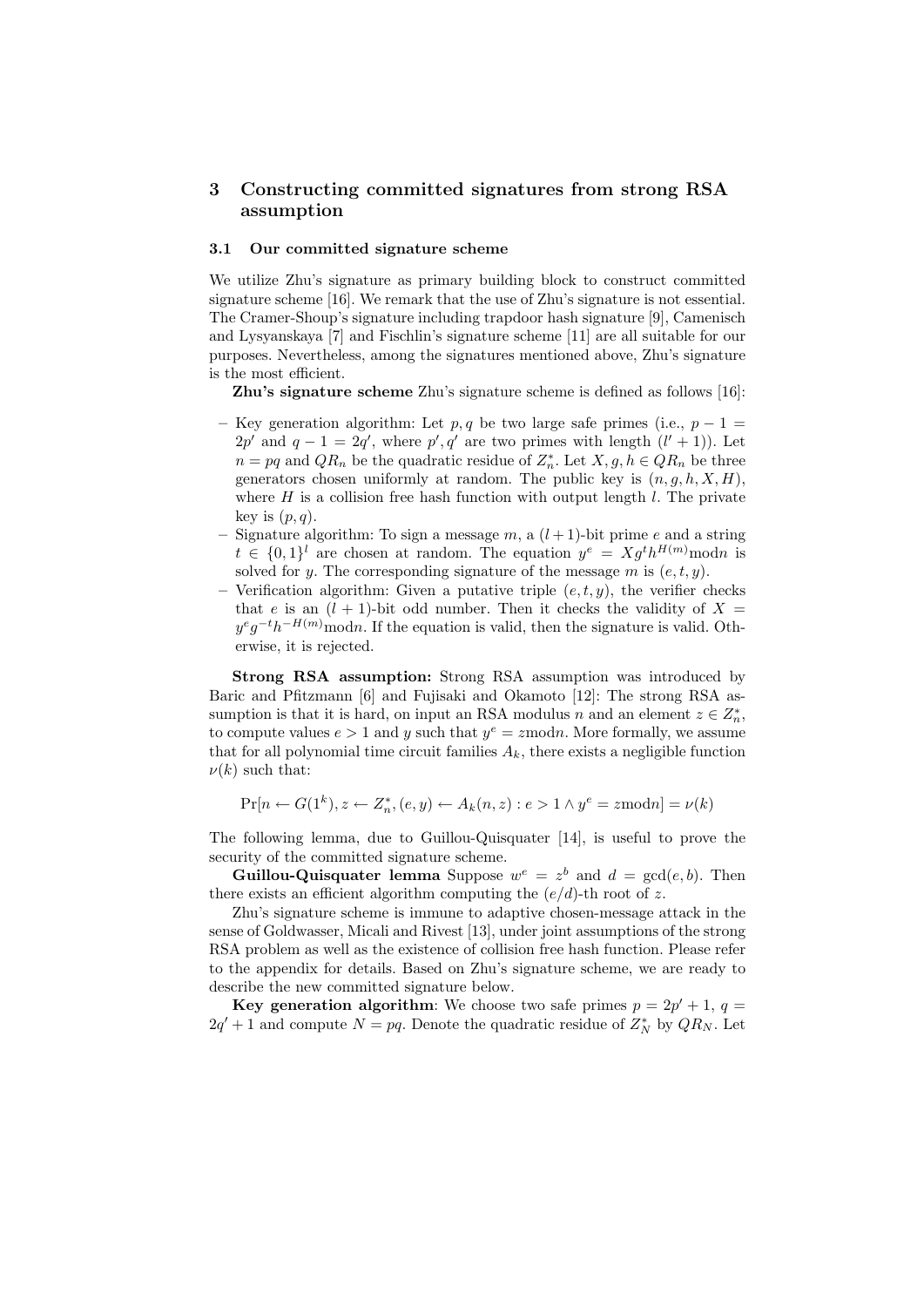## 3 Constructing committed signatures from strong RSA assumption

### 3.1 Our committed signature scheme

We utilize Zhu's signature as primary building block to construct committed signature scheme [16]. We remark that the use of Zhu's signature is not essential. The Cramer-Shoup's signature including trapdoor hash signature [9], Camenisch and Lysyanskaya [7] and Fischlin's signature scheme [11] are all suitable for our purposes. Nevertheless, among the signatures mentioned above, Zhu's signature is the most efficient.

**Zhu's signature scheme** Zhu's signature scheme is defined as follows [16]:

- Key generation algorithm: Let $p, q$ be two large safe primes (i.e., $p - 1 = 2p'$ and $q - 1 = 2q'$, where $p', q'$ are two primes with length $(l' + 1)$). Let $n = pq$ and $QR_n$ be the quadratic residue of $Z_n^*$. Let $X, g, h \in QR_n$ be three generators chosen uniformly at random. The public key is $(n, g, h, X, H)$, where $H$ is a collision free hash function with output length $l$. The private key is $(p, q)$.
- Signature algorithm: To sign a message $m$, a $(l+1)$-bit prime $e$ and a string $t \in \{0,1\}^l$ are chosen at random. The equation $y^e = Xg^t h^{H(m)} \bmod n$ is solved for $y$. The corresponding signature of the message $m$ is $(e, t, y)$.
- Verification algorithm: Given a putative triple $(e, t, y)$, the verifier checks that $e$ is an $(l + 1)$-bit odd number. Then it checks the validity of $X = y^e g^{-t} h^{-H(m)} \bmod n$. If the equation is valid, then the signature is valid. Otherwise, it is rejected.

**Strong RSA assumption:** Strong RSA assumption was introduced by Baric and Pfitzmann [6] and Fujisaki and Okamoto [12]: The strong RSA assumption is that it is hard, on input an RSA modulus $n$ and an element $z \in Z_n^*$, to compute values $e > 1$ and $y$ such that $y^e = z \bmod n$. More formally, we assume that for all polynomial time circuit families $A_k$, there exists a negligible function $\nu(k)$ such that:

$$\Pr[n \leftarrow G(1^k), z \leftarrow Z_n^*, (e, y) \leftarrow A_k(n, z) : e > 1 \wedge y^e = z \bmod n] = \nu(k)$$

The following lemma, due to Guillou-Quisquater [14], is useful to prove the security of the committed signature scheme.

**Guillou-Quisquater lemma** Suppose $w^e = z^b$ and $d = \gcd(e, b)$. Then there exists an efficient algorithm computing the $(e/d)$-th root of $z$.

Zhu's signature scheme is immune to adaptive chosen-message attack in the sense of Goldwasser, Micali and Rivest [13], under joint assumptions of the strong RSA problem as well as the existence of collision free hash function. Please refer to the appendix for details. Based on Zhu's signature scheme, we are ready to describe the new committed signature below.

**Key generation algorithm**: We choose two safe primes $p = 2p' + 1$, $q = 2q' + 1$ and compute $N = pq$. Denote the quadratic residue of $Z_N^*$ by $QR_N$. Let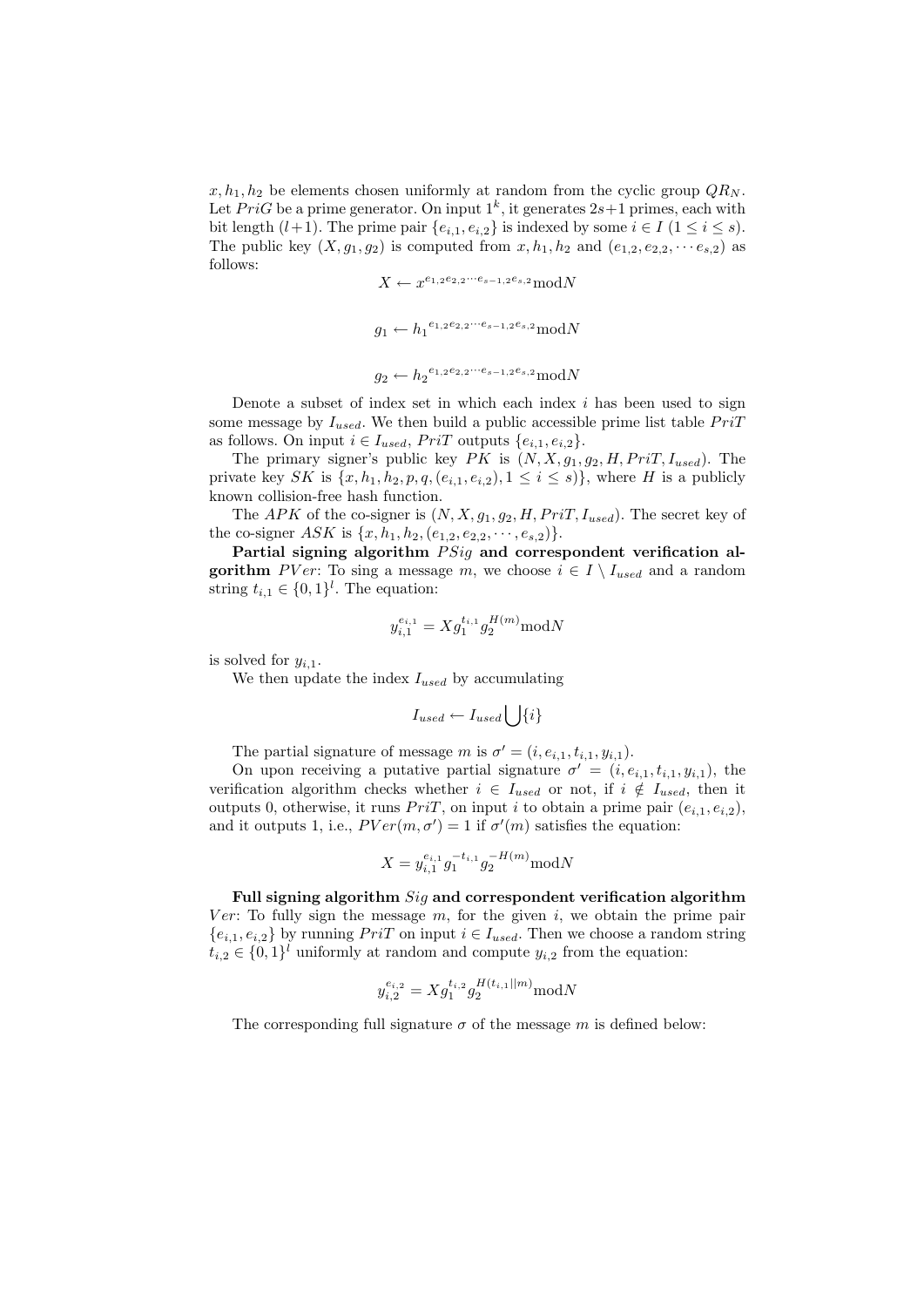$x, h_1, h_2$ be elements chosen uniformly at random from the cyclic group $QR_N$. Let $PriG$ be a prime generator. On input $1^k$, it generates $2s+1$ primes, each with bit length $(l+1)$. The prime pair $\{e_{i,1}, e_{i,2}\}$ is indexed by some $i \in I$ $(1 \leq i \leq s)$. The public key $(X, g_1, g_2)$ is computed from $x, h_1, h_2$ and $(e_{1,2}, e_{2,2}, \cdots e_{s,2})$ as follows:

$$X \leftarrow x^{e_{1,2}e_{2,2}\cdots e_{s-1,2}e_{s,2}} \bmod N$$

$$g_1 \leftarrow {h_1}^{e_{1,2}e_{2,2}\cdots e_{s-1,2}e_{s,2}} \bmod N$$

$$g_2 \leftarrow {h_2}^{e_{1,2}e_{2,2}\cdots e_{s-1,2}e_{s,2}} \bmod N$$

Denote a subset of index set in which each index $i$ has been used to sign some message by $I_{used}$. We then build a public accessible prime list table $PriT$ as follows. On input $i \in I_{used}$, $PriT$ outputs $\{e_{i,1}, e_{i,2}\}$.

The primary signer's public key $PK$ is $(N, X, g_1, g_2, H, PriT, I_{used})$. The private key $SK$ is $\{x, h_1, h_2, p, q, (e_{i,1}, e_{i,2}), 1 \leq i \leq s)\}$, where $H$ is a publicly known collision-free hash function.

The $APK$ of the co-signer is $(N, X, g_1, g_2, H, PriT, I_{used})$. The secret key of the co-signer $ASK$ is $\{x, h_1, h_2, (e_{1,2}, e_{2,2}, \cdots, e_{s,2})\}$.

**Partial signing algorithm** $PSig$ **and correspondent verification algorithm** $PVer$: To sing a message $m$, we choose $i \in I \setminus I_{used}$ and a random string $t_{i,1} \in \{0,1\}^l$. The equation:

$$y_{i,1}^{e_{i,1}} = X g_1^{t_{i,1}} g_2^{H(m)} \bmod N$$

is solved for $y_{i,1}$.

We then update the index $I_{used}$ by accumulating

$$I_{used} \leftarrow I_{used} \bigcup \{i\}$$

The partial signature of message $m$ is $\sigma' = (i, e_{i,1}, t_{i,1}, y_{i,1})$.

On upon receiving a putative partial signature $\sigma' = (i, e_{i,1}, t_{i,1}, y_{i,1})$, the verification algorithm checks whether $i \in I_{used}$ or not, if $i \notin I_{used}$, then it outputs 0, otherwise, it runs $PriT$, on input $i$ to obtain a prime pair $(e_{i,1}, e_{i,2})$, and it outputs 1, i.e., $PVer(m, \sigma') = 1$ if $\sigma'(m)$ satisfies the equation:

$$X = y_{i,1}^{e_{i,1}} g_1^{-t_{i,1}} g_2^{-H(m)} \bmod N$$

**Full signing algorithm** $Sig$ **and correspondent verification algorithm** $Ver$: To fully sign the message $m$, for the given $i$, we obtain the prime pair $\{e_{i,1}, e_{i,2}\}$ by running $PriT$ on input $i \in I_{used}$. Then we choose a random string $t_{i,2} \in \{0,1\}^l$ uniformly at random and compute $y_{i,2}$ from the equation:

$$y_{i,2}^{e_{i,2}} = X g_1^{t_{i,2}} g_2^{H(t_{i,1}||m)} \bmod N$$

The corresponding full signature $\sigma$ of the message $m$ is defined below: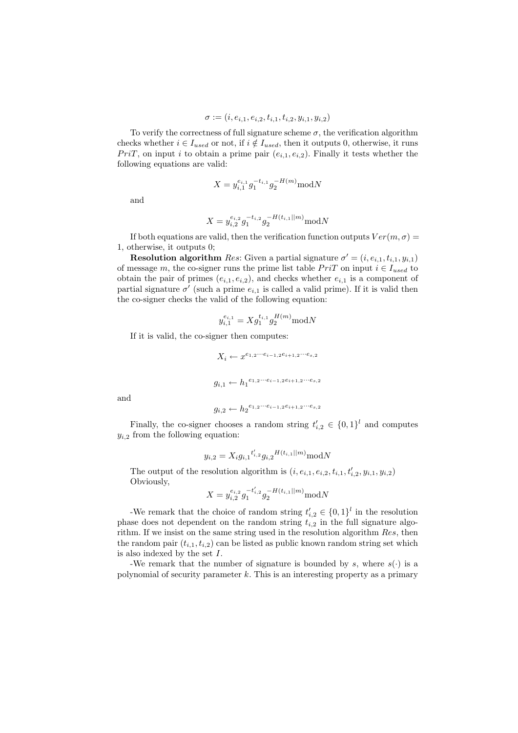$$\sigma := (i, e_{i,1}, e_{i,2}, t_{i,1}, t_{i,2}, y_{i,1}, y_{i,2})$$

To verify the correctness of full signature scheme $\sigma$, the verification algorithm checks whether $i \in I_{used}$ or not, if $i \notin I_{used}$, then it outputs 0, otherwise, it runs $PriT$, on input $i$ to obtain a prime pair $(e_{i,1}, e_{i,2})$. Finally it tests whether the following equations are valid:

$$X = y_{i,1}^{e_{i,1}} g_1^{-t_{i,1}} g_2^{-H(m)} \bmod N$$

and

$$X = y_{i,2}^{e_{i,2}} g_1^{-t_{i,2}} g_2^{-H(t_{i,1}||m)} \bmod N$$

If both equations are valid, then the verification function outputs $Ver(m, \sigma) = 1$, otherwise, it outputs 0;

**Resolution algorithm** $Res$: Given a partial signature $\sigma' = (i, e_{i,1}, t_{i,1}, y_{i,1})$ of message $m$, the co-signer runs the prime list table $PriT$ on input $i \in I_{used}$ to obtain the pair of primes $(e_{i,1}, e_{i,2})$, and checks whether $e_{i,1}$ is a component of partial signature $\sigma'$ (such a prime $e_{i,1}$ is called a valid prime). If it is valid then the co-signer checks the valid of the following equation:

$$y_{i,1}^{e_{i,1}} = X g_1^{t_{i,1}} g_2^{H(m)} \bmod N$$

If it is valid, the co-signer then computes:

$$X_i \leftarrow x^{e_{1,2} \cdots e_{i-1,2} e_{i+1,2} \cdots e_{s,2}}$$

$$g_{i,1} \leftarrow {h_1}^{e_{1,2} \cdots e_{i-1,2} e_{i+1,2} \cdots e_{s,2}}$$

and

$$g_{i,2} \leftarrow {h_2}^{e_{1,2} \cdots e_{i-1,2} e_{i+1,2} \cdots e_{s,2}}$$

Finally, the co-signer chooses a random string $t'_{i,2} \in \{0,1\}^l$ and computes $y_{i,2}$ from the following equation:

$$y_{i,2} = X_i {g_{i,1}}^{t'_{i,2}} {g_{i,2}}^{H(t_{i,1}||m)} \bmod N$$

The output of the resolution algorithm is $(i, e_{i,1}, e_{i,2}, t_{i,1}, t'_{i,2}, y_{i,1}, y_{i,2})$
Obviously,

$$X = y_{i,2}^{e_{i,2}} g_1^{-t'_{i,2}} g_2^{-H(t_{i,1}||m)} \bmod N$$

-We remark that the choice of random string $t'_{i,2} \in \{0,1\}^l$ in the resolution phase does not dependent on the random string $t_{i,2}$ in the full signature algorithm. If we insist on the same string used in the resolution algorithm $Res$, then the random pair $(t_{i,1}, t_{i,2})$ can be listed as public known random string set which is also indexed by the set $I$.

-We remark that the number of signature is bounded by $s$, where $s(\cdot)$ is a polynomial of security parameter $k$. This is an interesting property as a primary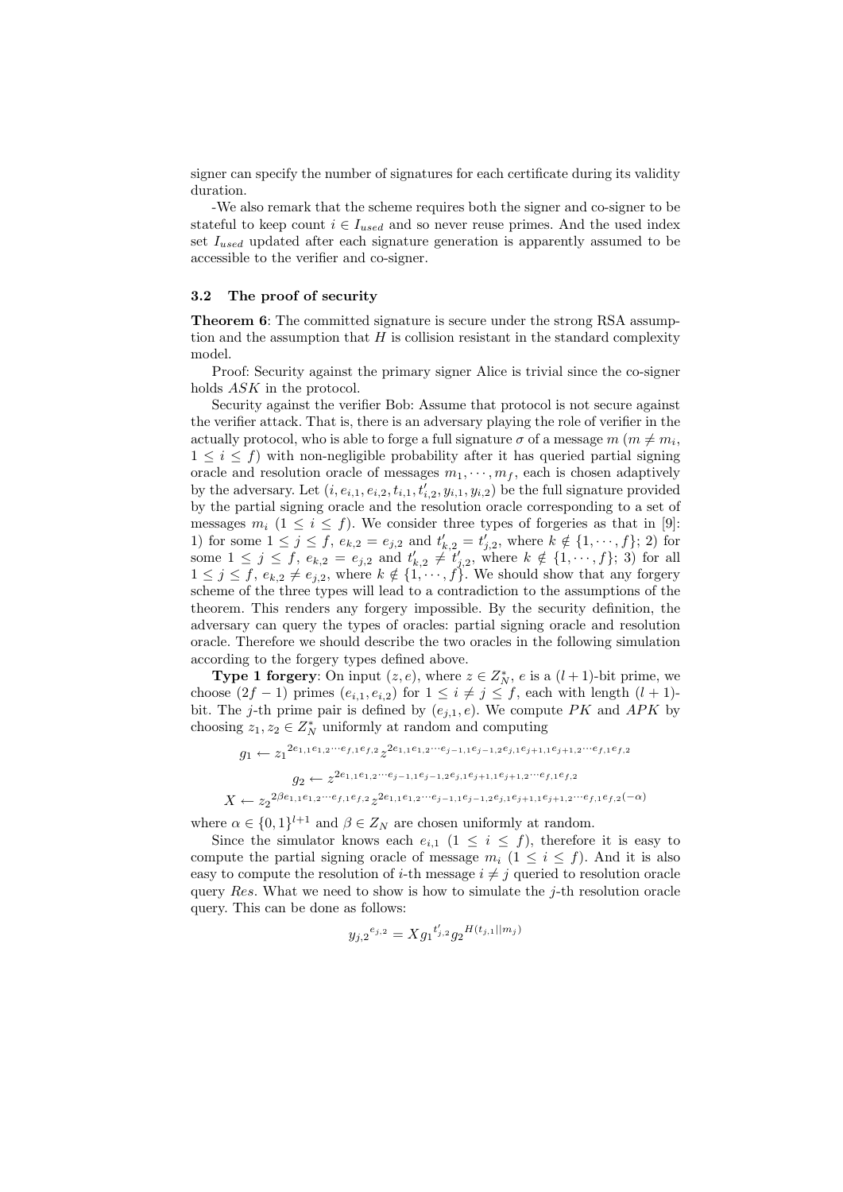signer can specify the number of signatures for each certificate during its validity duration.

-We also remark that the scheme requires both the signer and co-signer to be stateful to keep count $i \in I_{used}$ and so never reuse primes. And the used index set $I_{used}$ updated after each signature generation is apparently assumed to be accessible to the verifier and co-signer.

### 3.2 The proof of security

**Theorem 6**: The committed signature is secure under the strong RSA assumption and the assumption that $H$ is collision resistant in the standard complexity model.

Proof: Security against the primary signer Alice is trivial since the co-signer holds $ASK$ in the protocol.

Security against the verifier Bob: Assume that protocol is not secure against the verifier attack. That is, there is an adversary playing the role of verifier in the actually protocol, who is able to forge a full signature $\sigma$ of a message $m$ ($m \neq m_i$, $1 \leq i \leq f$) with non-negligible probability after it has queried partial signing oracle and resolution oracle of messages $m_1, \cdots, m_f$, each is chosen adaptively by the adversary. Let $(i, e_{i,1}, e_{i,2}, t_{i,1}, t'_{i,2}, y_{i,1}, y_{i,2})$ be the full signature provided by the partial signing oracle and the resolution oracle corresponding to a set of messages $m_i$ ($1 \leq i \leq f$). We consider three types of forgeries as that in [9]: 1) for some $1 \leq j \leq f$, $e_{k,2} = e_{j,2}$ and $t'_{k,2} = t'_{j,2}$, where $k \notin \{1, \cdots, f\}$; 2) for some $1 \leq j \leq f$, $e_{k,2} = e_{j,2}$ and $t'_{k,2} \neq t'_{j,2}$, where $k \notin \{1, \cdots, f\}$; 3) for all $1 \leq j \leq f$, $e_{k,2} \neq e_{j,2}$, where $k \notin \{1, \cdots, f\}$. We should show that any forgery scheme of the three types will lead to a contradiction to the assumptions of the theorem. This renders any forgery impossible. By the security definition, the adversary can query the types of oracles: partial signing oracle and resolution oracle. Therefore we should describe the two oracles in the following simulation according to the forgery types defined above.

**Type 1 forgery**: On input $(z, e)$, where $z \in Z_N^*$, $e$ is a $(l+1)$-bit prime, we choose $(2f-1)$ primes $(e_{i,1}, e_{i,2})$ for $1 \leq i \neq j \leq f$, each with length $(l+1)$-bit. The $j$-th prime pair is defined by $(e_{j,1}, e)$. We compute $PK$ and $APK$ by choosing $z_1, z_2 \in Z_N^*$ uniformly at random and computing

$$g_1 \leftarrow {z_1}^{2e_{1,1}e_{1,2}\cdots e_{f,1}e_{f,2}} z^{2e_{1,1}e_{1,2}\cdots e_{j-1,1}e_{j-1,2}e_{j,1}e_{j+1,1}e_{j+1,2}\cdots e_{f,1}e_{f,2}}$$

$$g_2 \leftarrow z^{2e_{1,1}e_{1,2}\cdots e_{j-1,1}e_{j-1,2}e_{j,1}e_{j+1,1}e_{j+1,2}\cdots e_{f,1}e_{f,2}}$$

$$X \leftarrow {z_2}^{2\beta e_{1,1}e_{1,2}\cdots e_{f,1}e_{f,2}} z^{2e_{1,1}e_{1,2}\cdots e_{j-1,1}e_{j-1,2}e_{j,1}e_{j+1,1}e_{j+1,2}\cdots e_{f,1}e_{f,2}(-\alpha)}$$

where $\alpha \in \{0,1\}^{l+1}$ and $\beta \in Z_N$ are chosen uniformly at random.

Since the simulator knows each $e_{i,1}$ ($1 \leq i \leq f$), therefore it is easy to compute the partial signing oracle of message $m_i$ ($1 \leq i \leq f$). And it is also easy to compute the resolution of $i$-th message $i \neq j$ queried to resolution oracle query $Res$. What we need to show is how to simulate the $j$-th resolution oracle query. This can be done as follows:

$${y_{j,2}}^{e_{j,2}} = X {g_1}^{t'_{j,2}} {g_2}^{H(t_{j,1}||m_j)}$$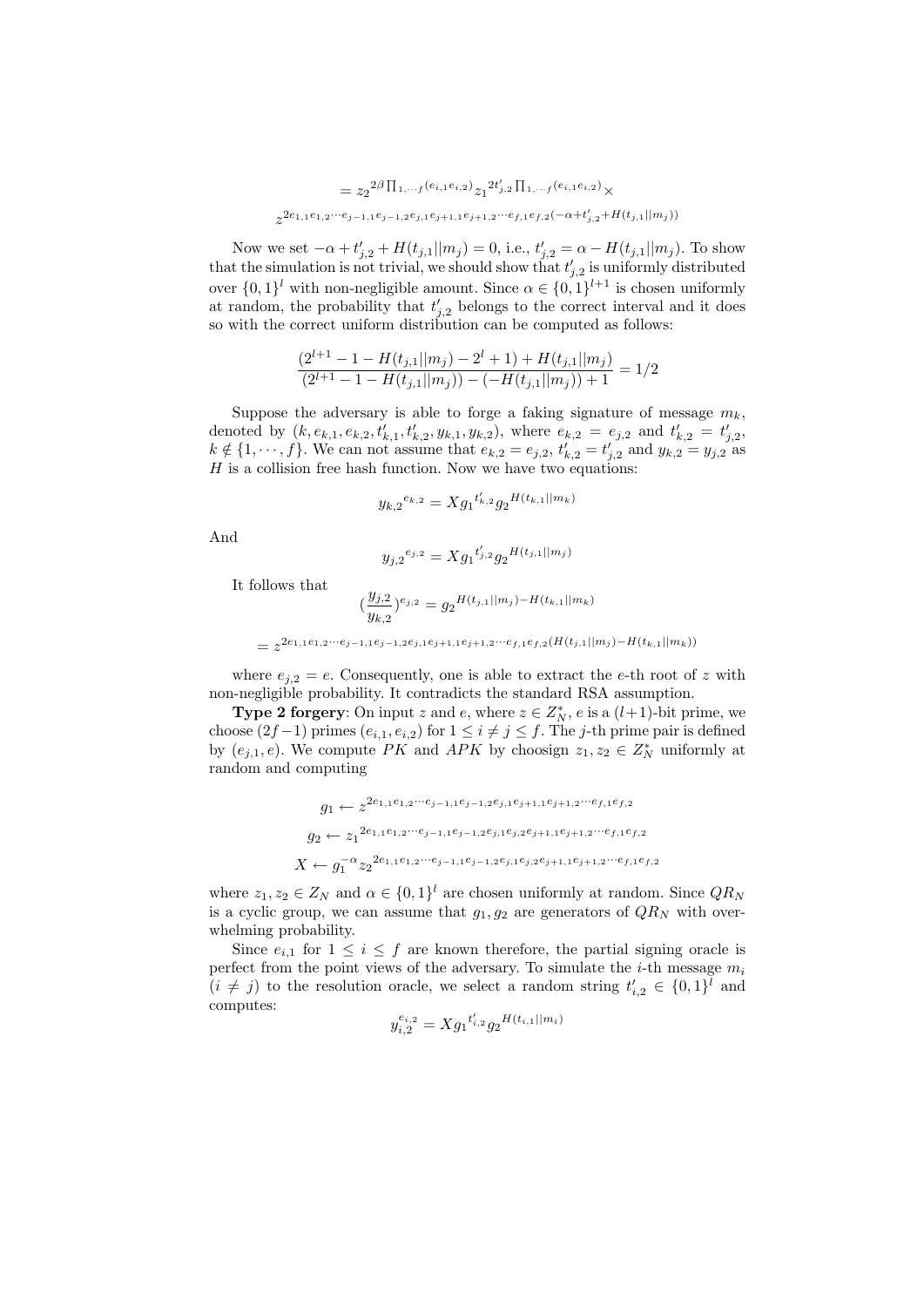$$= {z_2}^{2\beta \prod_{1,\cdots f}(e_{i,1}e_{i,2})} {z_1}^{2t'_{j,2} \prod_{1,\cdots f}(e_{i,1}e_{i,2})} \times$$

$$z^{2e_{1,1}e_{1,2}\cdots e_{j-1,1}e_{j-1,2}e_{j,1}e_{j+1,1}e_{j+1,2}\cdots e_{f,1}e_{f,2}(-\alpha + t'_{j,2} + H(t_{j,1}||m_j))}$$

Now we set $-\alpha + t'_{j,2} + H(t_{j,1}||m_j) = 0$, i.e., $t'_{j,2} = \alpha - H(t_{j,1}||m_j)$. To show that the simulation is not trivial, we should show that $t'_{j,2}$ is uniformly distributed over $\{0,1\}^l$ with non-negligible amount. Since $\alpha \in \{0,1\}^{l+1}$ is chosen uniformly at random, the probability that $t'_{j,2}$ belongs to the correct interval and it does so with the correct uniform distribution can be computed as follows:

$$\frac{(2^{l+1} - 1 - H(t_{j,1}||m_j) - 2^l + 1) + H(t_{j,1}||m_j)}{(2^{l+1} - 1 - H(t_{j,1}||m_j)) - (-H(t_{j,1}||m_j)) + 1} = 1/2$$

Suppose the adversary is able to forge a faking signature of message $m_k$, denoted by $(k, e_{k,1}, e_{k,2}, t'_{k,1}, t'_{k,2}, y_{k,1}, y_{k,2})$, where $e_{k,2} = e_{j,2}$ and $t'_{k,2} = t'_{j,2}$, $k \notin \{1, \cdots, f\}$. We can not assume that $e_{k,2} = e_{j,2}$, $t'_{k,2} = t'_{j,2}$ and $y_{k,2} = y_{j,2}$ as $H$ is a collision free hash function. Now we have two equations:

$${y_{k,2}}^{e_{k,2}} = X {g_1}^{t'_{k,2}} {g_2}^{H(t_{k,1}||m_k)}$$

And

$${y_{j,2}}^{e_{j,2}} = X {g_1}^{t'_{j,2}} {g_2}^{H(t_{j,1}||m_j)}$$

It follows that

$$(\frac{y_{j,2}}{y_{k,2}})^{e_{j,2}} = {g_2}^{H(t_{j,1}||m_j) - H(t_{k,1}||m_k)}$$

$$= z^{2e_{1,1}e_{1,2}\cdots e_{j-1,1}e_{j-1,2}e_{j,1}e_{j+1,1}e_{j+1,2}\cdots e_{f,1}e_{f,2}(H(t_{j,1}||m_j) - H(t_{k,1}||m_k))}$$

where $e_{j,2} = e$. Consequently, one is able to extract the $e$-th root of $z$ with non-negligible probability. It contradicts the standard RSA assumption.

**Type 2 forgery**: On input $z$ and $e$, where $z \in Z_N^*$, $e$ is a $(l+1)$-bit prime, we choose $(2f-1)$ primes $(e_{i,1}, e_{i,2})$ for $1 \leq i \neq j \leq f$. The $j$-th prime pair is defined by $(e_{j,1}, e)$. We compute $PK$ and $APK$ by choosign $z_1, z_2 \in Z_N^*$ uniformly at random and computing

$$g_1 \leftarrow z^{2e_{1,1}e_{1,2}\cdots e_{j-1,1}e_{j-1,2}e_{j,1}e_{j+1,1}e_{j+1,2}\cdots e_{f,1}e_{f,2}}$$

$$g_2 \leftarrow {z_1}^{2e_{1,1}e_{1,2}\cdots e_{j-1,1}e_{j-1,2}e_{j,1}e_{j,2}e_{j+1,1}e_{j+1,2}\cdots e_{f,1}e_{f,2}}$$

$$X \leftarrow g_1^{-\alpha} {z_2}^{2e_{1,1}e_{1,2}\cdots e_{j-1,1}e_{j-1,2}e_{j,1}e_{j,2}e_{j+1,1}e_{j+1,2}\cdots e_{f,1}e_{f,2}}$$

where $z_1, z_2 \in Z_N$ and $\alpha \in \{0,1\}^l$ are chosen uniformly at random. Since $QR_N$ is a cyclic group, we can assume that $g_1, g_2$ are generators of $QR_N$ with overwhelming probability.

Since $e_{i,1}$ for $1 \leq i \leq f$ are known therefore, the partial signing oracle is perfect from the point views of the adversary. To simulate the $i$-th message $m_i$ $(i \neq j)$ to the resolution oracle, we select a random string $t'_{i,2} \in \{0,1\}^l$ and computes:

$$y_{i,2}^{e_{i,2}} = X {g_1}^{t'_{i,2}} {g_2}^{H(t_{i,1}||m_i)}$$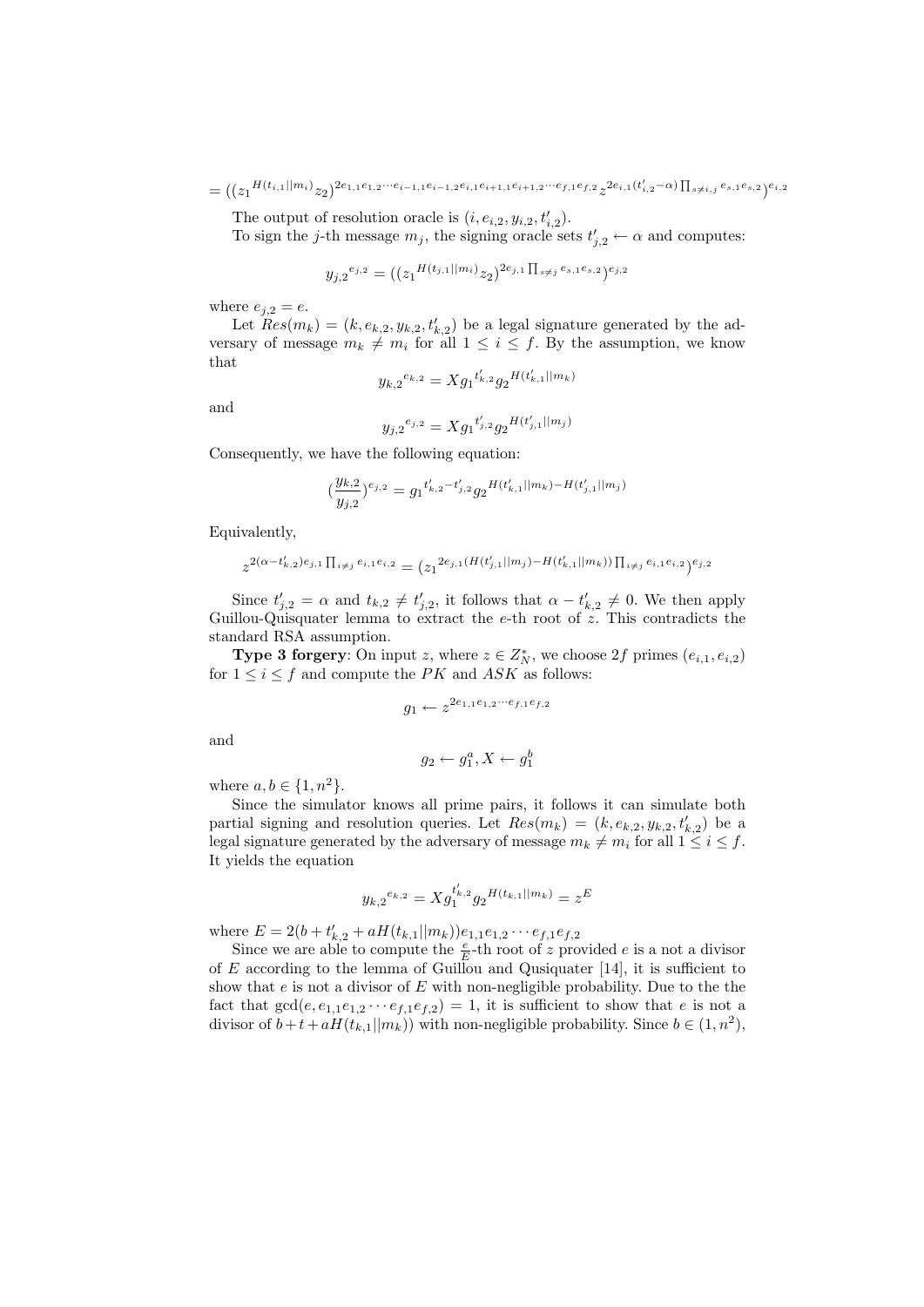$$= ((z_1{}^{H(t_{i,1}||m_i)} z_2)^{2e_{1,1}e_{1,2}\cdots e_{i-1,1}e_{i-1,2}e_{i,1}e_{i+1,1}e_{i+1,2}\cdots e_{f,1}e_{f,2}} z^{2e_{i,1}(t'_{i,2}-\alpha)\prod_{s\neq i,j} e_{s,1}e_{s,2}})^{e_{i,2}}$$

The output of resolution oracle is $(i, e_{i,2}, y_{i,2}, t'_{i,2})$.

To sign the $j$-th message $m_j$, the signing oracle sets $t'_{j,2} \leftarrow \alpha$ and computes:

$$y_{j,2}{}^{e_{j,2}} = ((z_1{}^{H(t_{j,1}||m_i)} z_2)^{2e_{j,1}\prod_{s\neq j} e_{s,1}e_{s,2}})^{e_{j,2}}$$

where $e_{j,2} = e$.

Let $Res(m_k) = (k, e_{k,2}, y_{k,2}, t'_{k,2})$ be a legal signature generated by the adversary of message $m_k \neq m_i$ for all $1 \leq i \leq f$. By the assumption, we know that

$$y_{k,2}{}^{e_{k,2}} = X g_1{}^{t'_{k,2}} g_2{}^{H(t'_{k,1}||m_k)}$$

and

$$y_{j,2}{}^{e_{j,2}} = X g_1{}^{t'_{j,2}} g_2{}^{H(t'_{j,1}||m_j)}$$

Consequently, we have the following equation:

$$\left(\frac{y_{k,2}}{y_{j,2}}\right)^{e_{j,2}} = g_1{}^{t'_{k,2}-t'_{j,2}} g_2{}^{H(t'_{k,1}||m_k)-H(t'_{j,1}||m_j)}$$

Equivalently,

$$z^{2(\alpha - t'_{k,2})e_{j,1}\prod_{i\neq j} e_{i,1}e_{i,2}} = (z_1{}^{2e_{j,1}(H(t'_{j,1}||m_j)-H(t'_{k,1}||m_k))\prod_{i\neq j} e_{i,1}e_{i,2}})^{e_{j,2}}$$

Since $t'_{j,2} = \alpha$ and $t_{k,2} \neq t'_{j,2}$, it follows that $\alpha - t'_{k,2} \neq 0$. We then apply Guillou-Quisquater lemma to extract the $e$-th root of $z$. This contradicts the standard RSA assumption.

**Type 3 forgery**: On input $z$, where $z \in Z_N^*$, we choose $2f$ primes $(e_{i,1}, e_{i,2})$ for $1 \leq i \leq f$ and compute the $PK$ and $ASK$ as follows:

$$g_1 \leftarrow z^{2e_{1,1}e_{1,2}\cdots e_{f,1}e_{f,2}}$$

and

$$g_2 \leftarrow g_1^a, X \leftarrow g_1^b$$

where $a, b \in \{1, n^2\}$.

Since the simulator knows all prime pairs, it follows it can simulate both partial signing and resolution queries. Let $Res(m_k) = (k, e_{k,2}, y_{k,2}, t'_{k,2})$ be a legal signature generated by the adversary of message $m_k \neq m_i$ for all $1 \leq i \leq f$. It yields the equation

$$y_{k,2}{}^{e_{k,2}} = X g_1^{t'_{k,2}} g_2{}^{H(t_{k,1}||m_k)} = z^E$$

where $E = 2(b + t'_{k,2} + aH(t_{k,1}||m_k))e_{1,1}e_{1,2}\cdots e_{f,1}e_{f,2}$

Since we are able to compute the $\frac{e}{E}$-th root of $z$ provided $e$ is a not a divisor of $E$ according to the lemma of Guillou and Qusiquater [14], it is sufficient to show that $e$ is not a divisor of $E$ with non-negligible probability. Due to the the fact that $\gcd(e, e_{1,1}e_{1,2}\cdots e_{f,1}e_{f,2}) = 1$, it is sufficient to show that $e$ is not a divisor of $b + t + aH(t_{k,1}||m_k))$ with non-negligible probability. Since $b \in (1, n^2)$,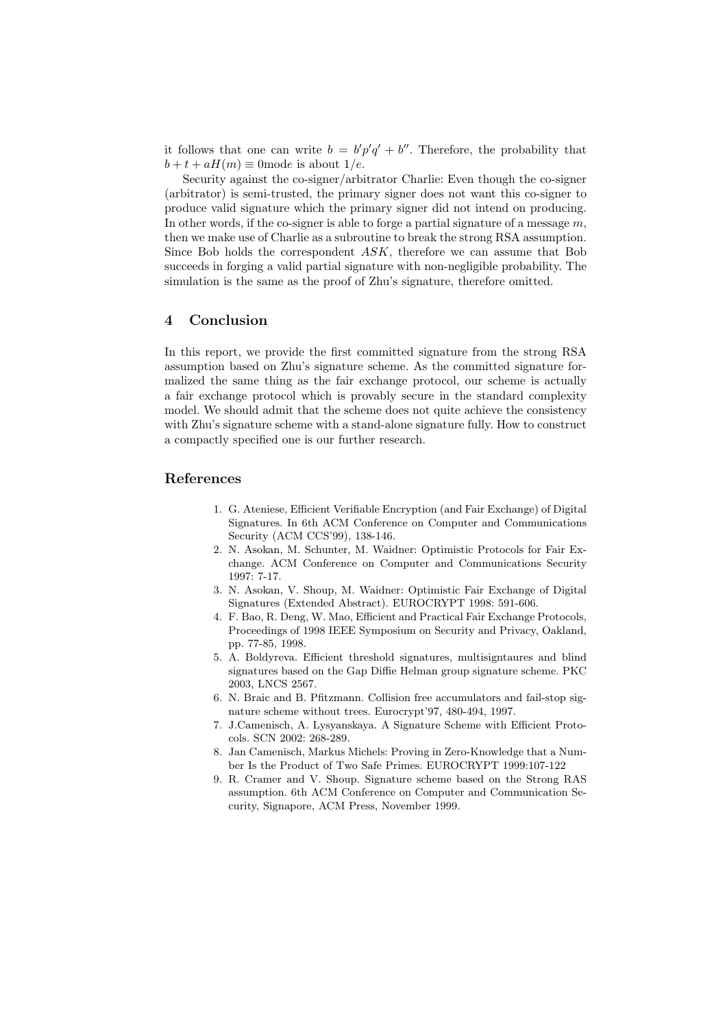it follows that one can write $b = b'p'q' + b''$. Therefore, the probability that $b + t + aH(m) \equiv 0 \text{mode}$ is about $1/e$.

Security against the co-signer/arbitrator Charlie: Even though the co-signer (arbitrator) is semi-trusted, the primary signer does not want this co-signer to produce valid signature which the primary signer did not intend on producing. In other words, if the co-signer is able to forge a partial signature of a message $m$, then we make use of Charlie as a subroutine to break the strong RSA assumption. Since Bob holds the correspondent $ASK$, therefore we can assume that Bob succeeds in forging a valid partial signature with non-negligible probability. The simulation is the same as the proof of Zhu's signature, therefore omitted.

## 4 Conclusion

In this report, we provide the first committed signature from the strong RSA assumption based on Zhu's signature scheme. As the committed signature formalized the same thing as the fair exchange protocol, our scheme is actually a fair exchange protocol which is provably secure in the standard complexity model. We should admit that the scheme does not quite achieve the consistency with Zhu's signature scheme with a stand-alone signature fully. How to construct a compactly specified one is our further research.

## References

1. G. Ateniese, Efficient Verifiable Encryption (and Fair Exchange) of Digital Signatures. In 6th ACM Conference on Computer and Communications Security (ACM CCS'99), 138-146.
2. N. Asokan, M. Schunter, M. Waidner: Optimistic Protocols for Fair Exchange. ACM Conference on Computer and Communications Security 1997: 7-17.
3. N. Asokan, V. Shoup, M. Waidner: Optimistic Fair Exchange of Digital Signatures (Extended Abstract). EUROCRYPT 1998: 591-606.
4. F. Bao, R. Deng, W. Mao, Efficient and Practical Fair Exchange Protocols, Proceedings of 1998 IEEE Symposium on Security and Privacy, Oakland, pp. 77-85, 1998.
5. A. Boldyreva. Efficient threshold signatures, multisigntaures and blind signatures based on the Gap Diffie Helman group signature scheme. PKC 2003, LNCS 2567.
6. N. Braic and B. Pfitzmann. Collision free accumulators and fail-stop signature scheme without trees. Eurocrypt'97, 480-494, 1997.
7. J.Camenisch, A. Lysyanskaya. A Signature Scheme with Efficient Protocols. SCN 2002: 268-289.
8. Jan Camenisch, Markus Michels: Proving in Zero-Knowledge that a Number Is the Product of Two Safe Primes. EUROCRYPT 1999:107-122
9. R. Cramer and V. Shoup. Signature scheme based on the Strong RAS assumption. 6th ACM Conference on Computer and Communication Security, Signapore, ACM Press, November 1999.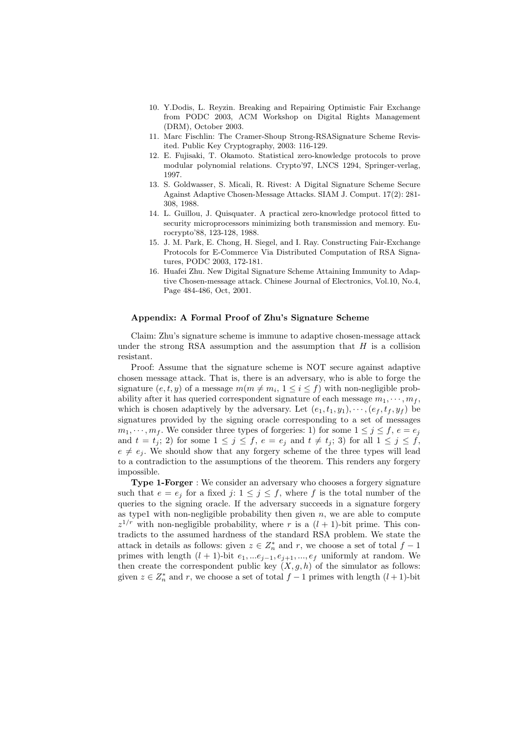10. Y.Dodis, L. Reyzin. Breaking and Repairing Optimistic Fair Exchange from PODC 2003, ACM Workshop on Digital Rights Management (DRM), October 2003.
11. Marc Fischlin: The Cramer-Shoup Strong-RSASignature Scheme Revisited. Public Key Cryptography, 2003: 116-129.
12. E. Fujisaki, T. Okamoto. Statistical zero-knowledge protocols to prove modular polynomial relations. Crypto'97, LNCS 1294, Springer-verlag, 1997.
13. S. Goldwasser, S. Micali, R. Rivest: A Digital Signature Scheme Secure Against Adaptive Chosen-Message Attacks. SIAM J. Comput. 17(2): 281-308, 1988.
14. L. Guillou, J. Quisquater. A practical zero-knowledge protocol fitted to security microprocessors minimizing both transmission and memory. Eurocrypto'88, 123-128, 1988.
15. J. M. Park, E. Chong, H. Siegel, and I. Ray. Constructing Fair-Exchange Protocols for E-Commerce Via Distributed Computation of RSA Signatures, PODC 2003, 172-181.
16. Huafei Zhu. New Digital Signature Scheme Attaining Immunity to Adaptive Chosen-message attack. Chinese Journal of Electronics, Vol.10, No.4, Page 484-486, Oct, 2001.

### Appendix: A Formal Proof of Zhu's Signature Scheme

Claim: Zhu's signature scheme is immune to adaptive chosen-message attack under the strong RSA assumption and the assumption that $H$ is a collision resistant.

Proof: Assume that the signature scheme is NOT secure against adaptive chosen message attack. That is, there is an adversary, who is able to forge the signature $(e, t, y)$ of a message $m (m \neq m_i, 1 \leq i \leq f)$ with non-negligible probability after it has queried correspondent signature of each message $m_1, \cdots, m_f$, which is chosen adaptively by the adversary. Let $(e_1, t_1, y_1), \cdots, (e_f, t_f, y_f)$ be signatures provided by the signing oracle corresponding to a set of messages $m_1, \cdots, m_f$. We consider three types of forgeries: 1) for some $1 \leq j \leq f$, $e = e_j$ and $t = t_j$; 2) for some $1 \leq j \leq f$, $e = e_j$ and $t \neq t_j$; 3) for all $1 \leq j \leq f$, $e \neq e_j$. We should show that any forgery scheme of the three types will lead to a contradiction to the assumptions of the theorem. This renders any forgery impossible.

**Type 1-Forger** : We consider an adversary who chooses a forgery signature such that $e = e_j$ for a fixed $j$: $1 \leq j \leq f$, where $f$ is the total number of the queries to the signing oracle. If the adversary succeeds in a signature forgery as type1 with non-negligible probability then given $n$, we are able to compute $z^{1/r}$ with non-negligible probability, where $r$ is a $(l+1)$-bit prime. This contradicts to the assumed hardness of the standard RSA problem. We state the attack in details as follows: given $z \in Z_n^*$ and $r$, we choose a set of total $f-1$ primes with length $(l+1)$-bit $e_1, ...e_{j-1}, e_{j+1}, ..., e_f$ uniformly at random. We then create the correspondent public key $(X, g, h)$ of the simulator as follows: given $z \in Z_n^*$ and $r$, we choose a set of total $f-1$ primes with length $(l+1)$-bit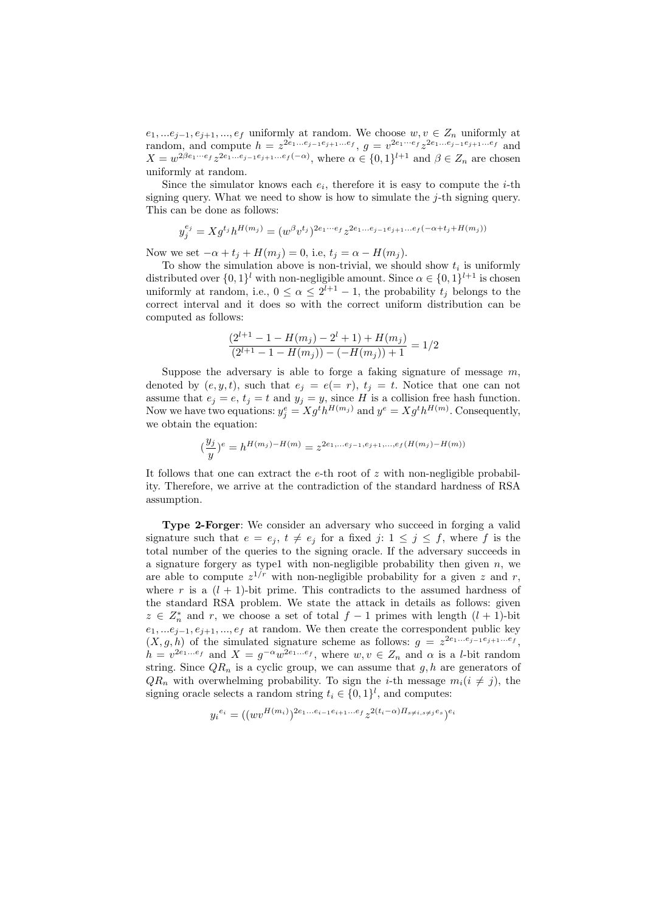$e_1, ...e_{j-1}, e_{j+1}, ..., e_f$ uniformly at random. We choose $w, v \in Z_n$ uniformly at random, and compute $h = z^{2e_1...e_{j-1}e_{j+1}...e_f}$, $g = v^{2e_1\cdots e_f} z^{2e_1...e_{j-1}e_{j+1}...e_f}$ and $X = w^{2\beta e_1\cdots e_f} z^{2e_1...e_{j-1}e_{j+1}...e_f(-\alpha)}$, where $\alpha \in \{0,1\}^{l+1}$ and $\beta \in Z_n$ are chosen uniformly at random.

Since the simulator knows each $e_i$, therefore it is easy to compute the $i$-th signing query. What we need to show is how to simulate the $j$-th signing query. This can be done as follows:

$$y_j^{e_j} = Xg^{t_j}h^{H(m_j)} = (w^{\beta}v^{t_j})^{2e_1\cdots e_f} z^{2e_1...e_{j-1}e_{j+1}...e_f(-\alpha+t_j+H(m_j))}$$

Now we set $-\alpha + t_j + H(m_j) = 0$, i.e, $t_j = \alpha - H(m_j)$.

To show the simulation above is non-trivial, we should show $t_i$ is uniformly distributed over $\{0,1\}^l$ with non-negligible amount. Since $\alpha \in \{0,1\}^{l+1}$ is chosen uniformly at random, i.e., $0 \le \alpha \le 2^{l+1}-1$, the probability $t_j$ belongs to the correct interval and it does so with the correct uniform distribution can be computed as follows:

$$\frac{(2^{l+1} - 1 - H(m_j) - 2^l + 1) + H(m_j)}{(2^{l+1} - 1 - H(m_j)) - (-H(m_j)) + 1} = 1/2$$

Suppose the adversary is able to forge a faking signature of message $m$, denoted by $(e, y, t)$, such that $e_j = e (= r)$, $t_j = t$. Notice that one can not assume that $e_j = e$, $t_j = t$ and $y_j = y$, since $H$ is a collision free hash function. Now we have two equations: $y_j^e = Xg^th^{H(m_j)}$ and $y^e = Xg^th^{H(m)}$. Consequently, we obtain the equation:

$$(\frac{y_j}{y})^e = h^{H(m_j)-H(m)} = z^{2e_1,...e_{j-1},e_{j+1},...,e_f(H(m_j)-H(m))}$$

It follows that one can extract the $e$-th root of $z$ with non-negligible probability. Therefore, we arrive at the contradiction of the standard hardness of RSA assumption.

**Type 2-Forger**: We consider an adversary who succeed in forging a valid signature such that $e = e_j$, $t \neq e_j$ for a fixed $j$: $1 \le j \le f$, where $f$ is the total number of the queries to the signing oracle. If the adversary succeeds in a signature forgery as type1 with non-negligible probability then given $n$, we are able to compute $z^{1/r}$ with non-negligible probability for a given $z$ and $r$, where $r$ is a $(l+1)$-bit prime. This contradicts to the assumed hardness of the standard RSA problem. We state the attack in details as follows: given $z \in Z_n^*$ and $r$, we choose a set of total $f-1$ primes with length $(l+1)$-bit $e_1, ...e_{j-1}, e_{j+1}, ..., e_f$ at random. We then create the correspondent public key $(X, g, h)$ of the simulated signature scheme as follows: $g = z^{2e_1...e_{j-1}e_{j+1}...e_f}$, $h = v^{2e_1...e_f}$ and $X = g^{-\alpha}w^{2e_1...e_f}$, where $w, v \in Z_n$ and $\alpha$ is a $l$-bit random string. Since $QR_n$ is a cyclic group, we can assume that $g, h$ are generators of $QR_n$ with overwhelming probability. To sign the $i$-th message $m_i (i \neq j)$, the signing oracle selects a random string $t_i \in \{0,1\}^l$, and computes:

$$y_i{}^{e_i} = ((wv^{H(m_i)})^{2e_1...e_{i-1}e_{i+1}...e_f} z^{2(t_i-\alpha)\Pi_{s \neq i, s \neq j}e_s})^{e_i}$$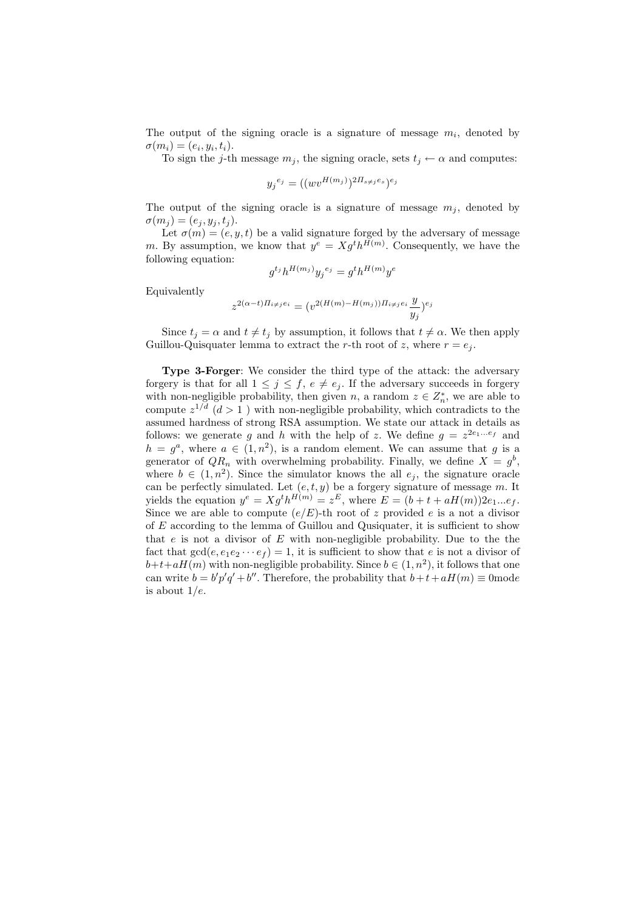The output of the signing oracle is a signature of message $m_i$, denoted by $\sigma(m_i) = (e_i, y_i, t_i)$.

To sign the $j$-th message $m_j$, the signing oracle, sets $t_j \leftarrow \alpha$ and computes:

$$y_j{}^{e_j} = ((wv^{H(m_j)})^{2\Pi_{s \neq j} e_s})^{e_j}$$

The output of the signing oracle is a signature of message $m_j$, denoted by $\sigma(m_j) = (e_j, y_j, t_j)$.

Let $\sigma(m) = (e, y, t)$ be a valid signature forged by the adversary of message $m$. By assumption, we know that $y^e = Xg^t h^{H(m)}$. Consequently, we have the following equation:

$$g^{t_j} h^{H(m_j)} y_j{}^{e_j} = g^t h^{H(m)} y^e$$

Equivalently

$$z^{2(\alpha - t)\Pi_{i \neq j} e_i} = (v^{2(H(m) - H(m_j))\Pi_{i \neq j} e_i} \frac{y}{y_j})^{e_j}$$

Since $t_j = \alpha$ and $t \neq t_j$ by assumption, it follows that $t \neq \alpha$. We then apply Guillou-Quisquater lemma to extract the $r$-th root of $z$, where $r = e_j$.

**Type 3-Forger**: We consider the third type of the attack: the adversary forgery is that for all $1 \leq j \leq f$, $e \neq e_j$. If the adversary succeeds in forgery with non-negligible probability, then given $n$, a random $z \in Z_n^*$, we are able to compute $z^{1/d}$ ($d > 1$ ) with non-negligible probability, which contradicts to the assumed hardness of strong RSA assumption. We state our attack in details as follows: we generate $g$ and $h$ with the help of $z$. We define $g = z^{2e_1 \ldots e_f}$ and $h = g^a$, where $a \in (1, n^2)$, is a random element. We can assume that $g$ is a generator of $QR_n$ with overwhelming probability. Finally, we define $X = g^b$, where $b \in (1, n^2)$. Since the simulator knows the all $e_j$, the signature oracle can be perfectly simulated. Let $(e, t, y)$ be a forgery signature of message $m$. It yields the equation $y^e = Xg^t h^{H(m)} = z^E$, where $E = (b + t + aH(m))2e_1 \ldots e_f$. Since we are able to compute $(e/E)$-th root of $z$ provided $e$ is a not a divisor of $E$ according to the lemma of Guillou and Qusiquater, it is sufficient to show that $e$ is not a divisor of $E$ with non-negligible probability. Due to the the fact that $\gcd(e, e_1 e_2 \cdots e_f) = 1$, it is sufficient to show that $e$ is not a divisor of $b+t+aH(m)$ with non-negligible probability. Since $b \in (1, n^2)$, it follows that one can write $b = b'p'q' + b''$. Therefore, the probability that $b + t + aH(m) \equiv 0 \text{mode}$ is about $1/e$.